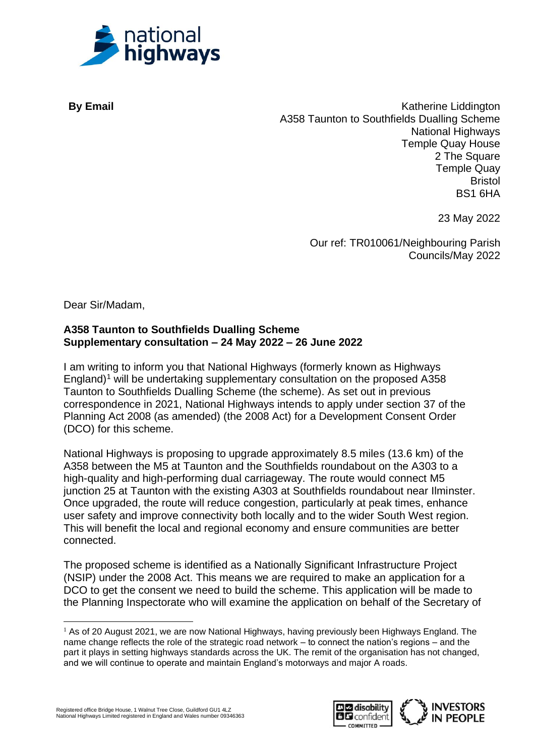**By Email**

Katherine Liddington
A358 Taunton to Southfields Dualling Scheme
National Highways
Temple Quay House
2 The Square
Temple Quay
Bristol
BS1 6HA

23 May 2022

Our ref: TR010061/Neighbouring Parish Councils/May 2022

Dear Sir/Madam,

**A358 Taunton to Southfields Dualling Scheme**
**Supplementary consultation – 24 May 2022 – 26 June 2022**

I am writing to inform you that National Highways (formerly known as Highways England)[1] will be undertaking supplementary consultation on the proposed A358 Taunton to Southfields Dualling Scheme (the scheme). As set out in previous correspondence in 2021, National Highways intends to apply under section 37 of the Planning Act 2008 (as amended) (the 2008 Act) for a Development Consent Order (DCO) for this scheme.

National Highways is proposing to upgrade approximately 8.5 miles (13.6 km) of the A358 between the M5 at Taunton and the Southfields roundabout on the A303 to a high-quality and high-performing dual carriageway. The route would connect M5 junction 25 at Taunton with the existing A303 at Southfields roundabout near Ilminster. Once upgraded, the route will reduce congestion, particularly at peak times, enhance user safety and improve connectivity both locally and to the wider South West region. This will benefit the local and regional economy and ensure communities are better connected.

The proposed scheme is identified as a Nationally Significant Infrastructure Project (NSIP) under the 2008 Act. This means we are required to make an application for a DCO to get the consent we need to build the scheme. This application will be made to the Planning Inspectorate who will examine the application on behalf of the Secretary of

[1] As of 20 August 2021, we are now National Highways, having previously been Highways England. The name change reflects the role of the strategic road network – to connect the nation's regions – and the part it plays in setting highways standards across the UK. The remit of the organisation has not changed, and we will continue to operate and maintain England's motorways and major A roads.

Registered office Bridge House, 1 Walnut Tree Close, Guildford GU1 4LZ
National Highways Limited registered in England and Wales number 09346363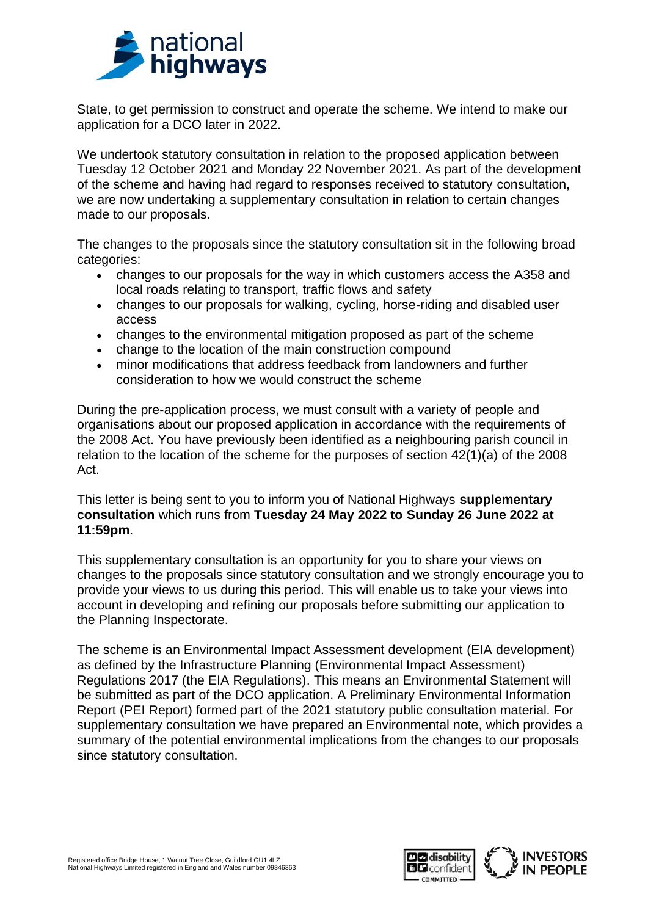State, to get permission to construct and operate the scheme. We intend to make our application for a DCO later in 2022.

We undertook statutory consultation in relation to the proposed application between Tuesday 12 October 2021 and Monday 22 November 2021. As part of the development of the scheme and having had regard to responses received to statutory consultation, we are now undertaking a supplementary consultation in relation to certain changes made to our proposals.

The changes to the proposals since the statutory consultation sit in the following broad categories:

- changes to our proposals for the way in which customers access the A358 and local roads relating to transport, traffic flows and safety
- changes to our proposals for walking, cycling, horse-riding and disabled user access
- changes to the environmental mitigation proposed as part of the scheme
- change to the location of the main construction compound
- minor modifications that address feedback from landowners and further consideration to how we would construct the scheme

During the pre-application process, we must consult with a variety of people and organisations about our proposed application in accordance with the requirements of the 2008 Act. You have previously been identified as a neighbouring parish council in relation to the location of the scheme for the purposes of section 42(1)(a) of the 2008 Act.

This letter is being sent to you to inform you of National Highways **supplementary consultation** which runs from **Tuesday 24 May 2022 to Sunday 26 June 2022 at 11:59pm**.

This supplementary consultation is an opportunity for you to share your views on changes to the proposals since statutory consultation and we strongly encourage you to provide your views to us during this period. This will enable us to take your views into account in developing and refining our proposals before submitting our application to the Planning Inspectorate.

The scheme is an Environmental Impact Assessment development (EIA development) as defined by the Infrastructure Planning (Environmental Impact Assessment) Regulations 2017 (the EIA Regulations). This means an Environmental Statement will be submitted as part of the DCO application. A Preliminary Environmental Information Report (PEI Report) formed part of the 2021 statutory public consultation material. For supplementary consultation we have prepared an Environmental note, which provides a summary of the potential environmental implications from the changes to our proposals since statutory consultation.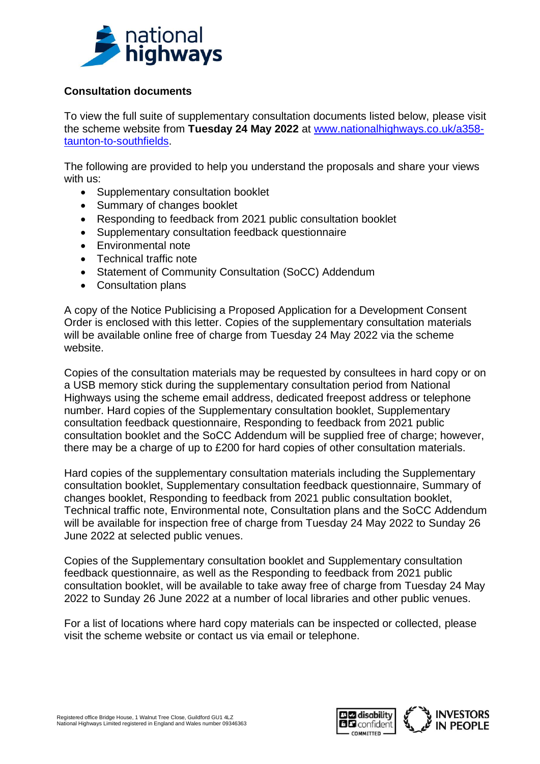## Consultation documents

To view the full suite of supplementary consultation documents listed below, please visit the scheme website from **Tuesday 24 May 2022** at [www.nationalhighways.co.uk/a358-taunton-to-southfields](www.nationalhighways.co.uk/a358-taunton-to-southfields).

The following are provided to help you understand the proposals and share your views with us:

- Supplementary consultation booklet
- Summary of changes booklet
- Responding to feedback from 2021 public consultation booklet
- Supplementary consultation feedback questionnaire
- Environmental note
- Technical traffic note
- Statement of Community Consultation (SoCC) Addendum
- Consultation plans

A copy of the Notice Publicising a Proposed Application for a Development Consent Order is enclosed with this letter. Copies of the supplementary consultation materials will be available online free of charge from Tuesday 24 May 2022 via the scheme website.

Copies of the consultation materials may be requested by consultees in hard copy or on a USB memory stick during the supplementary consultation period from National Highways using the scheme email address, dedicated freepost address or telephone number. Hard copies of the Supplementary consultation booklet, Supplementary consultation feedback questionnaire, Responding to feedback from 2021 public consultation booklet and the SoCC Addendum will be supplied free of charge; however, there may be a charge of up to £200 for hard copies of other consultation materials.

Hard copies of the supplementary consultation materials including the Supplementary consultation booklet, Supplementary consultation feedback questionnaire, Summary of changes booklet, Responding to feedback from 2021 public consultation booklet, Technical traffic note, Environmental note, Consultation plans and the SoCC Addendum will be available for inspection free of charge from Tuesday 24 May 2022 to Sunday 26 June 2022 at selected public venues.

Copies of the Supplementary consultation booklet and Supplementary consultation feedback questionnaire, as well as the Responding to feedback from 2021 public consultation booklet, will be available to take away free of charge from Tuesday 24 May 2022 to Sunday 26 June 2022 at a number of local libraries and other public venues.

For a list of locations where hard copy materials can be inspected or collected, please visit the scheme website or contact us via email or telephone.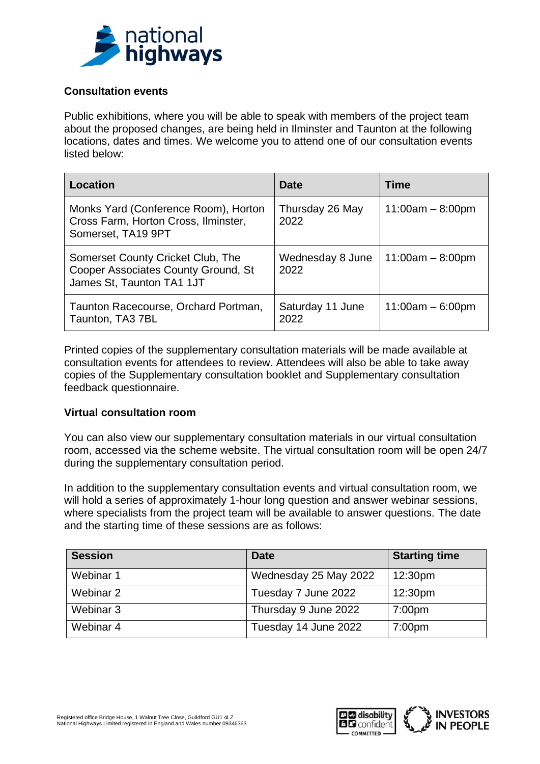## Consultation events

Public exhibitions, where you will be able to speak with members of the project team about the proposed changes, are being held in Ilminster and Taunton at the following locations, dates and times. We welcome you to attend one of our consultation events listed below:

| Location | Date | Time |
|---|---|---|
| Monks Yard (Conference Room), Horton Cross Farm, Horton Cross, Ilminster, Somerset, TA19 9PT | Thursday 26 May 2022 | 11:00am – 8:00pm |
| Somerset County Cricket Club, The Cooper Associates County Ground, St James St, Taunton TA1 1JT | Wednesday 8 June 2022 | 11:00am – 8:00pm |
| Taunton Racecourse, Orchard Portman, Taunton, TA3 7BL | Saturday 11 June 2022 | 11:00am – 6:00pm |

Printed copies of the supplementary consultation materials will be made available at consultation events for attendees to review. Attendees will also be able to take away copies of the Supplementary consultation booklet and Supplementary consultation feedback questionnaire.

## Virtual consultation room

You can also view our supplementary consultation materials in our virtual consultation room, accessed via the scheme website. The virtual consultation room will be open 24/7 during the supplementary consultation period.

In addition to the supplementary consultation events and virtual consultation room, we will hold a series of approximately 1-hour long question and answer webinar sessions, where specialists from the project team will be available to answer questions. The date and the starting time of these sessions are as follows:

| Session | Date | Starting time |
|---|---|---|
| Webinar 1 | Wednesday 25 May 2022 | 12:30pm |
| Webinar 2 | Tuesday 7 June 2022 | 12:30pm |
| Webinar 3 | Thursday 9 June 2022 | 7:00pm |
| Webinar 4 | Tuesday 14 June 2022 | 7:00pm |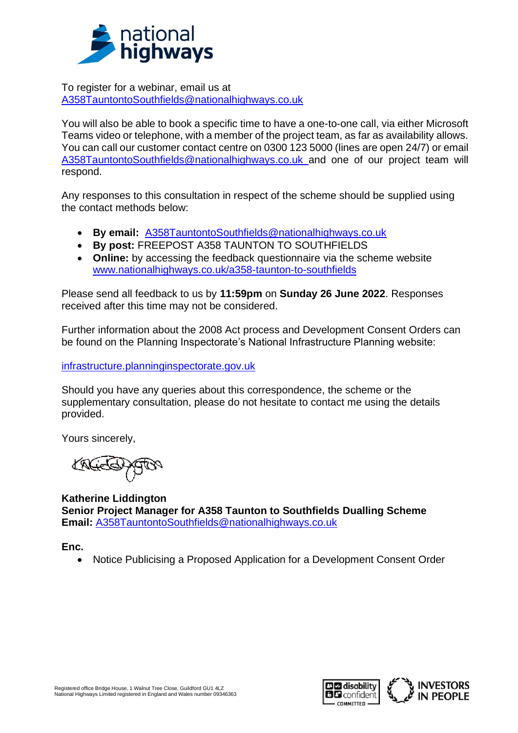To register for a webinar, email us at A358TauntontoSouthfields@nationalhighways.co.uk

You will also be able to book a specific time to have a one-to-one call, via either Microsoft Teams video or telephone, with a member of the project team, as far as availability allows. You can call our customer contact centre on 0300 123 5000 (lines are open 24/7) or email A358TauntontoSouthfields@nationalhighways.co.uk and one of our project team will respond.

Any responses to this consultation in respect of the scheme should be supplied using the contact methods below:

- **By email:** A358TauntontoSouthfields@nationalhighways.co.uk
- **By post:** FREEPOST A358 TAUNTON TO SOUTHFIELDS
- **Online:** by accessing the feedback questionnaire via the scheme website www.nationalhighways.co.uk/a358-taunton-to-southfields

Please send all feedback to us by **11:59pm** on **Sunday 26 June 2022**. Responses received after this time may not be considered.

Further information about the 2008 Act process and Development Consent Orders can be found on the Planning Inspectorate's National Infrastructure Planning website:

infrastructure.planninginspectorate.gov.uk

Should you have any queries about this correspondence, the scheme or the supplementary consultation, please do not hesitate to contact me using the details provided.

Yours sincerely,

**Katherine Liddington**
**Senior Project Manager for A358 Taunton to Southfields Dualling Scheme**
**Email:** A358TauntontoSouthfields@nationalhighways.co.uk

**Enc.**

- Notice Publicising a Proposed Application for a Development Consent Order

Registered office Bridge House, 1 Walnut Tree Close, Guildford GU1 4LZ
National Highways Limited registered in England and Wales number 09346363